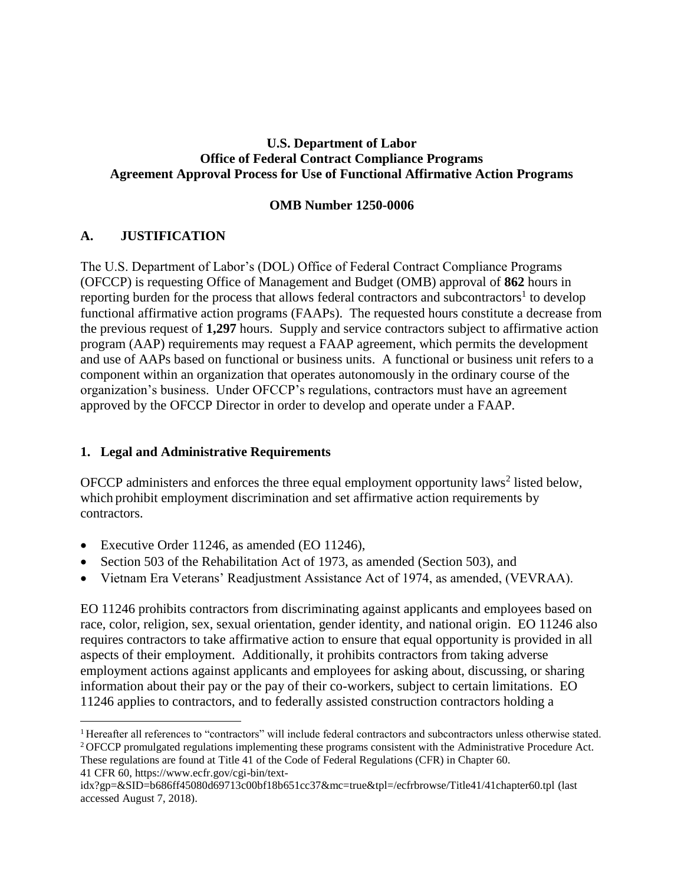**U.S. Department of Labor**
**Office of Federal Contract Compliance Programs**
**Agreement Approval Process for Use of Functional Affirmative Action Programs**

**OMB Number 1250-0006**

## A. JUSTIFICATION

The U.S. Department of Labor's (DOL) Office of Federal Contract Compliance Programs (OFCCP) is requesting Office of Management and Budget (OMB) approval of **862** hours in reporting burden for the process that allows federal contractors and subcontractors[1] to develop functional affirmative action programs (FAAPs). The requested hours constitute a decrease from the previous request of **1,297** hours. Supply and service contractors subject to affirmative action program (AAP) requirements may request a FAAP agreement, which permits the development and use of AAPs based on functional or business units. A functional or business unit refers to a component within an organization that operates autonomously in the ordinary course of the organization's business. Under OFCCP's regulations, contractors must have an agreement approved by the OFCCP Director in order to develop and operate under a FAAP.

### 1. Legal and Administrative Requirements

OFCCP administers and enforces the three equal employment opportunity laws[2] listed below, which prohibit employment discrimination and set affirmative action requirements by contractors.

- Executive Order 11246, as amended (EO 11246),
- Section 503 of the Rehabilitation Act of 1973, as amended (Section 503), and
- Vietnam Era Veterans' Readjustment Assistance Act of 1974, as amended, (VEVRAA).

EO 11246 prohibits contractors from discriminating against applicants and employees based on race, color, religion, sex, sexual orientation, gender identity, and national origin. EO 11246 also requires contractors to take affirmative action to ensure that equal opportunity is provided in all aspects of their employment. Additionally, it prohibits contractors from taking adverse employment actions against applicants and employees for asking about, discussing, or sharing information about their pay or the pay of their co-workers, subject to certain limitations. EO 11246 applies to contractors, and to federally assisted construction contractors holding a

---

[1] Hereafter all references to "contractors" will include federal contractors and subcontractors unless otherwise stated.

[2] OFCCP promulgated regulations implementing these programs consistent with the Administrative Procedure Act. These regulations are found at Title 41 of the Code of Federal Regulations (CFR) in Chapter 60. 41 CFR 60, https://www.ecfr.gov/cgi-bin/text-idx?gp=&SID=b686ff45080d69713c00bf18b651cc37&mc=true&tpl=/ecfrbrowse/Title41/41chapter60.tpl (last accessed August 7, 2018).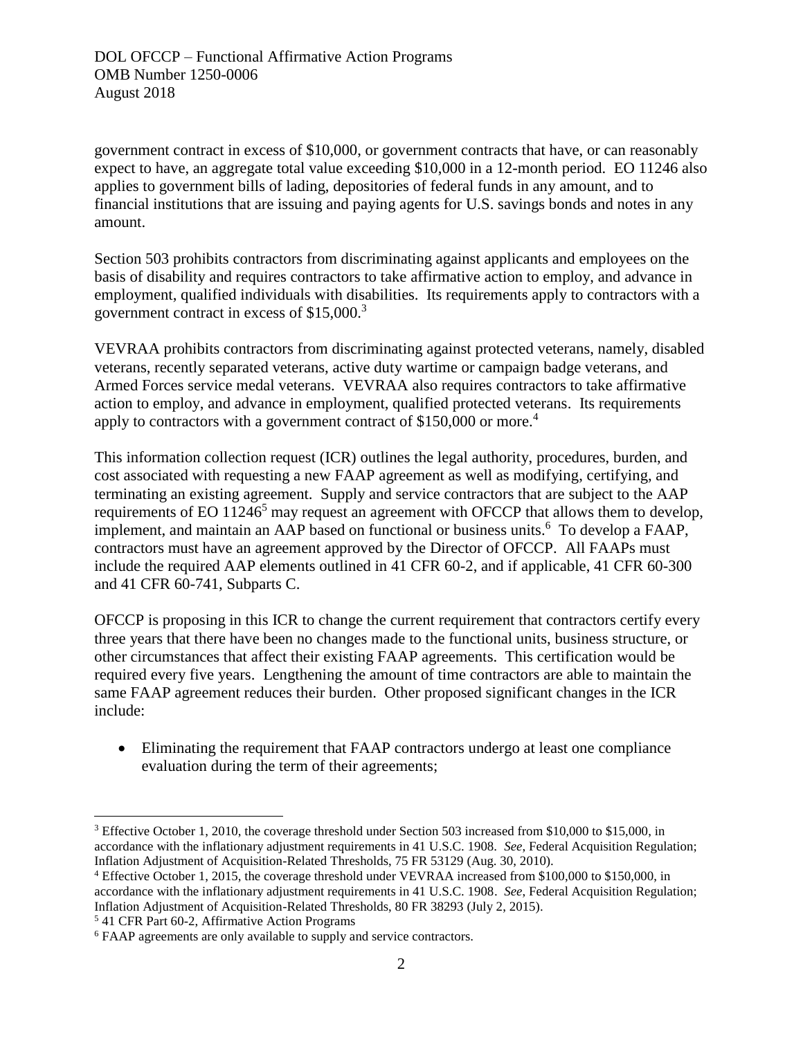government contract in excess of $10,000, or government contracts that have, or can reasonably expect to have, an aggregate total value exceeding $10,000 in a 12-month period. EO 11246 also applies to government bills of lading, depositories of federal funds in any amount, and to financial institutions that are issuing and paying agents for U.S. savings bonds and notes in any amount.

Section 503 prohibits contractors from discriminating against applicants and employees on the basis of disability and requires contractors to take affirmative action to employ, and advance in employment, qualified individuals with disabilities. Its requirements apply to contractors with a government contract in excess of $15,000.[3]

VEVRAA prohibits contractors from discriminating against protected veterans, namely, disabled veterans, recently separated veterans, active duty wartime or campaign badge veterans, and Armed Forces service medal veterans. VEVRAA also requires contractors to take affirmative action to employ, and advance in employment, qualified protected veterans. Its requirements apply to contractors with a government contract of $150,000 or more.[4]

This information collection request (ICR) outlines the legal authority, procedures, burden, and cost associated with requesting a new FAAP agreement as well as modifying, certifying, and terminating an existing agreement. Supply and service contractors that are subject to the AAP requirements of EO 11246[5] may request an agreement with OFCCP that allows them to develop, implement, and maintain an AAP based on functional or business units.[6] To develop a FAAP, contractors must have an agreement approved by the Director of OFCCP. All FAAPs must include the required AAP elements outlined in 41 CFR 60-2, and if applicable, 41 CFR 60-300 and 41 CFR 60-741, Subparts C.

OFCCP is proposing in this ICR to change the current requirement that contractors certify every three years that there have been no changes made to the functional units, business structure, or other circumstances that affect their existing FAAP agreements. This certification would be required every five years. Lengthening the amount of time contractors are able to maintain the same FAAP agreement reduces their burden. Other proposed significant changes in the ICR include:

- Eliminating the requirement that FAAP contractors undergo at least one compliance evaluation during the term of their agreements;

---

[3] Effective October 1, 2010, the coverage threshold under Section 503 increased from $10,000 to $15,000, in accordance with the inflationary adjustment requirements in 41 U.S.C. 1908. *See*, Federal Acquisition Regulation; Inflation Adjustment of Acquisition-Related Thresholds, 75 FR 53129 (Aug. 30, 2010).

[4] Effective October 1, 2015, the coverage threshold under VEVRAA increased from $100,000 to $150,000, in accordance with the inflationary adjustment requirements in 41 U.S.C. 1908. *See*, Federal Acquisition Regulation; Inflation Adjustment of Acquisition-Related Thresholds, 80 FR 38293 (July 2, 2015).

[5] 41 CFR Part 60-2, Affirmative Action Programs

[6] FAAP agreements are only available to supply and service contractors.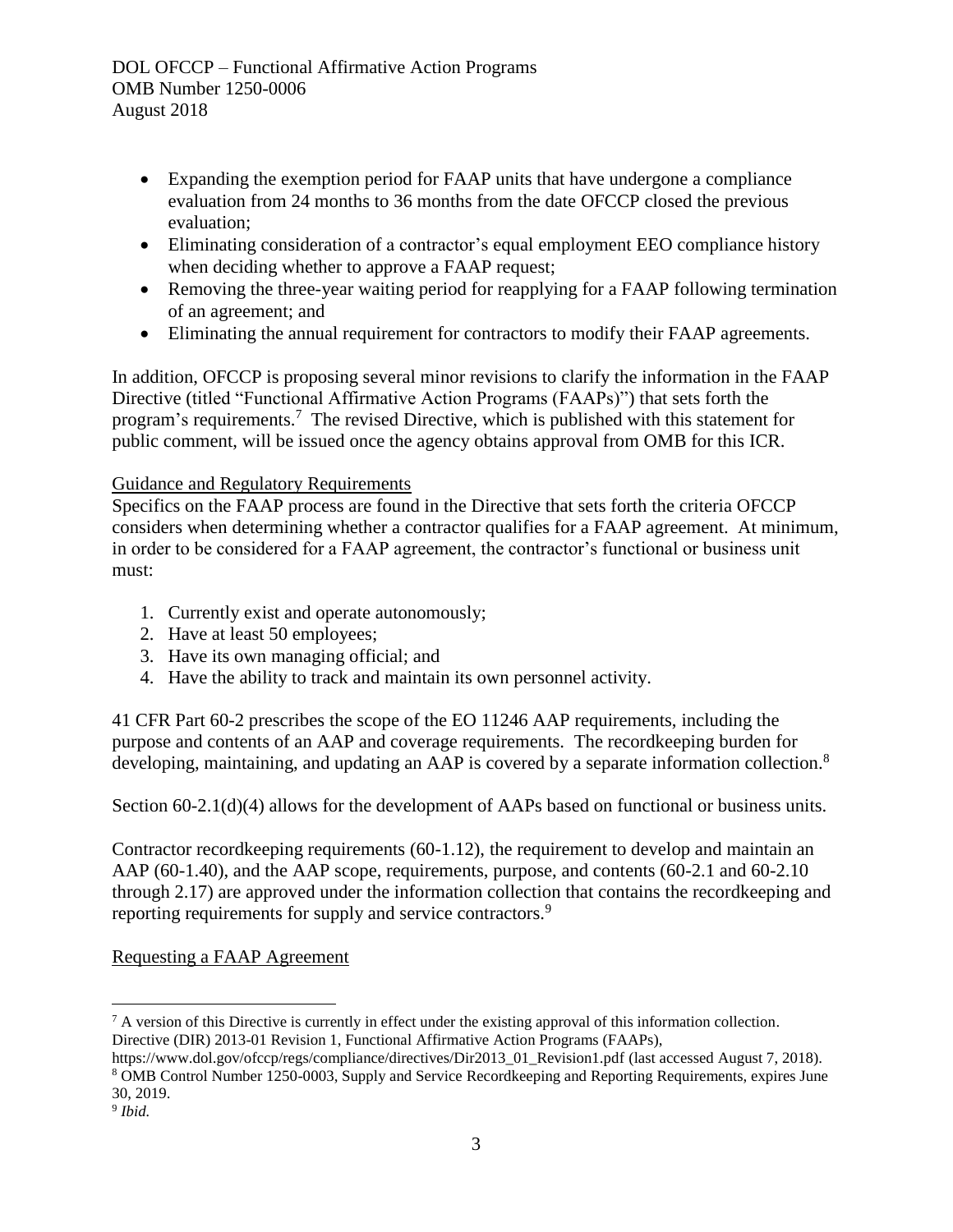- Expanding the exemption period for FAAP units that have undergone a compliance evaluation from 24 months to 36 months from the date OFCCP closed the previous evaluation;
- Eliminating consideration of a contractor's equal employment EEO compliance history when deciding whether to approve a FAAP request;
- Removing the three-year waiting period for reapplying for a FAAP following termination of an agreement; and
- Eliminating the annual requirement for contractors to modify their FAAP agreements.

In addition, OFCCP is proposing several minor revisions to clarify the information in the FAAP Directive (titled "Functional Affirmative Action Programs (FAAPs)") that sets forth the program's requirements.[7] The revised Directive, which is published with this statement for public comment, will be issued once the agency obtains approval from OMB for this ICR.

Guidance and Regulatory Requirements

Specifics on the FAAP process are found in the Directive that sets forth the criteria OFCCP considers when determining whether a contractor qualifies for a FAAP agreement. At minimum, in order to be considered for a FAAP agreement, the contractor's functional or business unit must:

1. Currently exist and operate autonomously;
2. Have at least 50 employees;
3. Have its own managing official; and
4. Have the ability to track and maintain its own personnel activity.

41 CFR Part 60-2 prescribes the scope of the EO 11246 AAP requirements, including the purpose and contents of an AAP and coverage requirements. The recordkeeping burden for developing, maintaining, and updating an AAP is covered by a separate information collection.[8]

Section 60-2.1(d)(4) allows for the development of AAPs based on functional or business units.

Contractor recordkeeping requirements (60-1.12), the requirement to develop and maintain an AAP (60-1.40), and the AAP scope, requirements, purpose, and contents (60-2.1 and 60-2.10 through 2.17) are approved under the information collection that contains the recordkeeping and reporting requirements for supply and service contractors.[9]

Requesting a FAAP Agreement

---

[7] A version of this Directive is currently in effect under the existing approval of this information collection. Directive (DIR) 2013-01 Revision 1, Functional Affirmative Action Programs (FAAPs), https://www.dol.gov/ofccp/regs/compliance/directives/Dir2013_01_Revision1.pdf (last accessed August 7, 2018).

[8] OMB Control Number 1250-0003, Supply and Service Recordkeeping and Reporting Requirements, expires June 30, 2019.

[9] *Ibid.*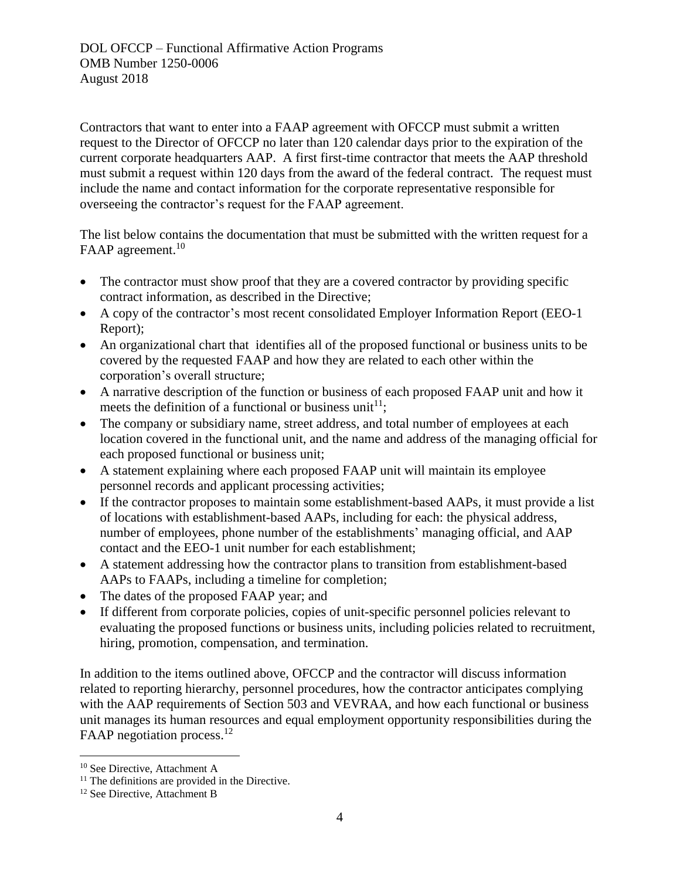Contractors that want to enter into a FAAP agreement with OFCCP must submit a written request to the Director of OFCCP no later than 120 calendar days prior to the expiration of the current corporate headquarters AAP. A first first-time contractor that meets the AAP threshold must submit a request within 120 days from the award of the federal contract. The request must include the name and contact information for the corporate representative responsible for overseeing the contractor's request for the FAAP agreement.

The list below contains the documentation that must be submitted with the written request for a FAAP agreement.[10]

- The contractor must show proof that they are a covered contractor by providing specific contract information, as described in the Directive;
- A copy of the contractor's most recent consolidated Employer Information Report (EEO-1 Report);
- An organizational chart that identifies all of the proposed functional or business units to be covered by the requested FAAP and how they are related to each other within the corporation's overall structure;
- A narrative description of the function or business of each proposed FAAP unit and how it meets the definition of a functional or business unit[11];
- The company or subsidiary name, street address, and total number of employees at each location covered in the functional unit, and the name and address of the managing official for each proposed functional or business unit;
- A statement explaining where each proposed FAAP unit will maintain its employee personnel records and applicant processing activities;
- If the contractor proposes to maintain some establishment-based AAPs, it must provide a list of locations with establishment-based AAPs, including for each: the physical address, number of employees, phone number of the establishments' managing official, and AAP contact and the EEO-1 unit number for each establishment;
- A statement addressing how the contractor plans to transition from establishment-based AAPs to FAAPs, including a timeline for completion;
- The dates of the proposed FAAP year; and
- If different from corporate policies, copies of unit-specific personnel policies relevant to evaluating the proposed functions or business units, including policies related to recruitment, hiring, promotion, compensation, and termination.

In addition to the items outlined above, OFCCP and the contractor will discuss information related to reporting hierarchy, personnel procedures, how the contractor anticipates complying with the AAP requirements of Section 503 and VEVRAA, and how each functional or business unit manages its human resources and equal employment opportunity responsibilities during the FAAP negotiation process.[12]

---

[10] See Directive, Attachment A

[11] The definitions are provided in the Directive.

[12] See Directive, Attachment B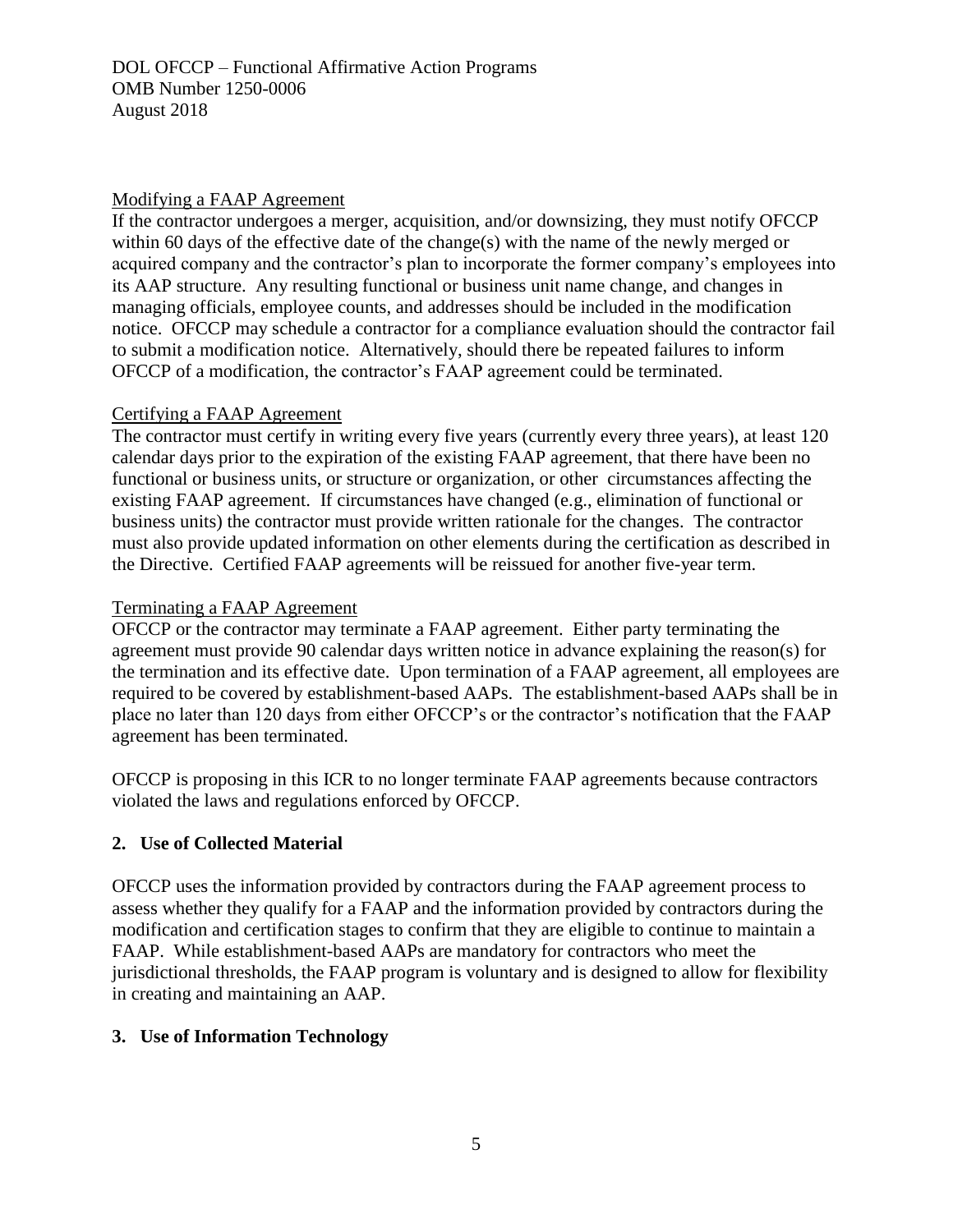Modifying a FAAP Agreement

If the contractor undergoes a merger, acquisition, and/or downsizing, they must notify OFCCP within 60 days of the effective date of the change(s) with the name of the newly merged or acquired company and the contractor's plan to incorporate the former company's employees into its AAP structure. Any resulting functional or business unit name change, and changes in managing officials, employee counts, and addresses should be included in the modification notice. OFCCP may schedule a contractor for a compliance evaluation should the contractor fail to submit a modification notice. Alternatively, should there be repeated failures to inform OFCCP of a modification, the contractor's FAAP agreement could be terminated.

Certifying a FAAP Agreement

The contractor must certify in writing every five years (currently every three years), at least 120 calendar days prior to the expiration of the existing FAAP agreement, that there have been no functional or business units, or structure or organization, or other circumstances affecting the existing FAAP agreement. If circumstances have changed (e.g., elimination of functional or business units) the contractor must provide written rationale for the changes. The contractor must also provide updated information on other elements during the certification as described in the Directive. Certified FAAP agreements will be reissued for another five-year term.

Terminating a FAAP Agreement

OFCCP or the contractor may terminate a FAAP agreement. Either party terminating the agreement must provide 90 calendar days written notice in advance explaining the reason(s) for the termination and its effective date. Upon termination of a FAAP agreement, all employees are required to be covered by establishment-based AAPs. The establishment-based AAPs shall be in place no later than 120 days from either OFCCP's or the contractor's notification that the FAAP agreement has been terminated.

OFCCP is proposing in this ICR to no longer terminate FAAP agreements because contractors violated the laws and regulations enforced by OFCCP.

## 2. Use of Collected Material

OFCCP uses the information provided by contractors during the FAAP agreement process to assess whether they qualify for a FAAP and the information provided by contractors during the modification and certification stages to confirm that they are eligible to continue to maintain a FAAP. While establishment-based AAPs are mandatory for contractors who meet the jurisdictional thresholds, the FAAP program is voluntary and is designed to allow for flexibility in creating and maintaining an AAP.

## 3. Use of Information Technology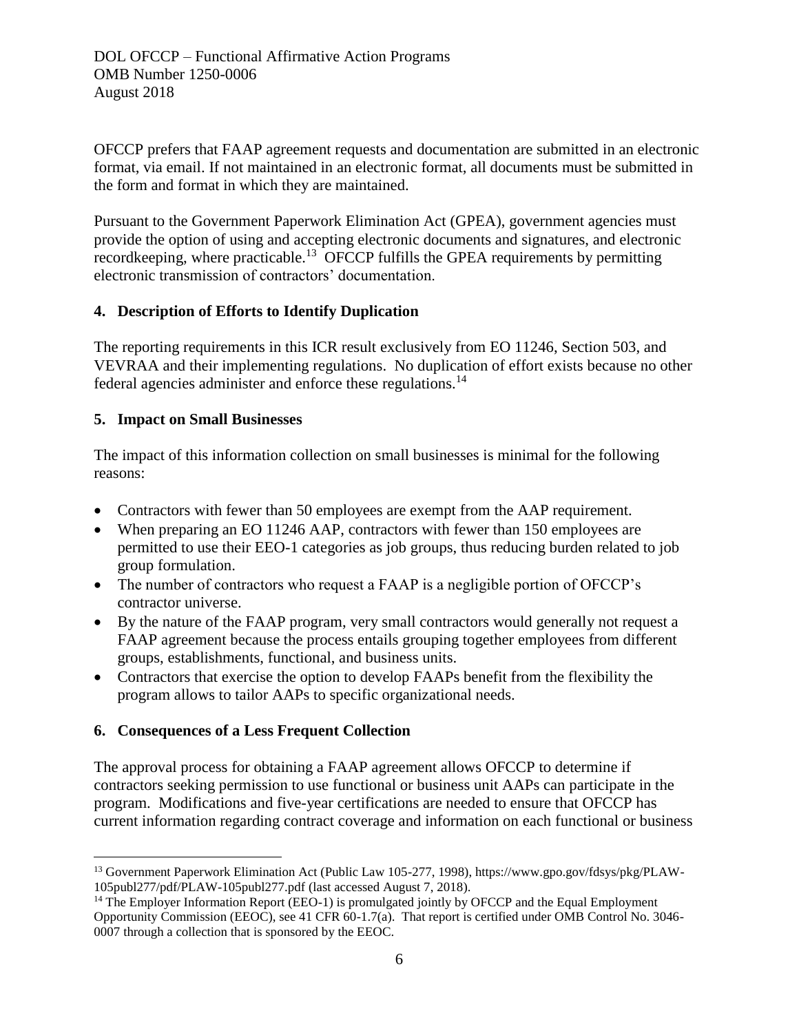OFCCP prefers that FAAP agreement requests and documentation are submitted in an electronic format, via email. If not maintained in an electronic format, all documents must be submitted in the form and format in which they are maintained.

Pursuant to the Government Paperwork Elimination Act (GPEA), government agencies must provide the option of using and accepting electronic documents and signatures, and electronic recordkeeping, where practicable.[13] OFCCP fulfills the GPEA requirements by permitting electronic transmission of contractors' documentation.

**4. Description of Efforts to Identify Duplication**

The reporting requirements in this ICR result exclusively from EO 11246, Section 503, and VEVRAA and their implementing regulations. No duplication of effort exists because no other federal agencies administer and enforce these regulations.[14]

**5. Impact on Small Businesses**

The impact of this information collection on small businesses is minimal for the following reasons:

- Contractors with fewer than 50 employees are exempt from the AAP requirement.
- When preparing an EO 11246 AAP, contractors with fewer than 150 employees are permitted to use their EEO-1 categories as job groups, thus reducing burden related to job group formulation.
- The number of contractors who request a FAAP is a negligible portion of OFCCP's contractor universe.
- By the nature of the FAAP program, very small contractors would generally not request a FAAP agreement because the process entails grouping together employees from different groups, establishments, functional, and business units.
- Contractors that exercise the option to develop FAAPs benefit from the flexibility the program allows to tailor AAPs to specific organizational needs.

**6. Consequences of a Less Frequent Collection**

The approval process for obtaining a FAAP agreement allows OFCCP to determine if contractors seeking permission to use functional or business unit AAPs can participate in the program. Modifications and five-year certifications are needed to ensure that OFCCP has current information regarding contract coverage and information on each functional or business

---

[13] Government Paperwork Elimination Act (Public Law 105-277, 1998), https://www.gpo.gov/fdsys/pkg/PLAW-105publ277/pdf/PLAW-105publ277.pdf (last accessed August 7, 2018).

[14] The Employer Information Report (EEO-1) is promulgated jointly by OFCCP and the Equal Employment Opportunity Commission (EEOC), see 41 CFR 60-1.7(a). That report is certified under OMB Control No. 3046-0007 through a collection that is sponsored by the EEOC.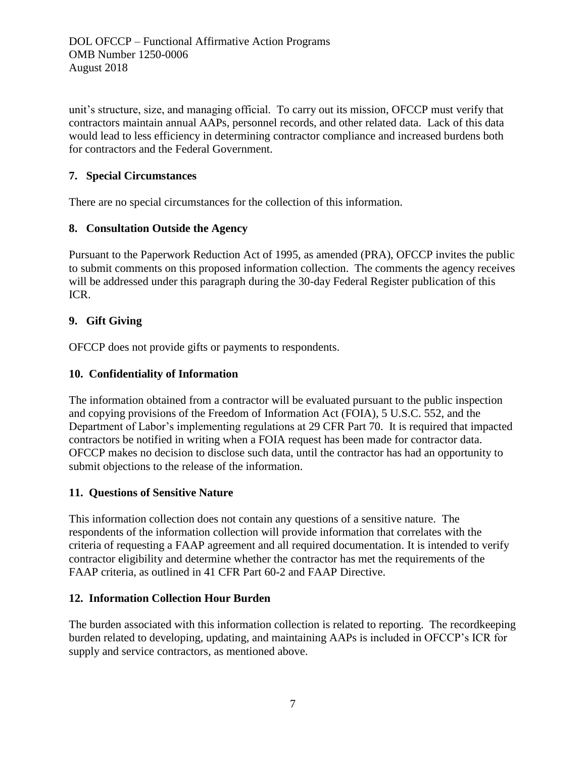unit's structure, size, and managing official. To carry out its mission, OFCCP must verify that contractors maintain annual AAPs, personnel records, and other related data. Lack of this data would lead to less efficiency in determining contractor compliance and increased burdens both for contractors and the Federal Government.

### 7. Special Circumstances

There are no special circumstances for the collection of this information.

### 8. Consultation Outside the Agency

Pursuant to the Paperwork Reduction Act of 1995, as amended (PRA), OFCCP invites the public to submit comments on this proposed information collection. The comments the agency receives will be addressed under this paragraph during the 30-day Federal Register publication of this ICR.

### 9. Gift Giving

OFCCP does not provide gifts or payments to respondents.

### 10. Confidentiality of Information

The information obtained from a contractor will be evaluated pursuant to the public inspection and copying provisions of the Freedom of Information Act (FOIA), 5 U.S.C. 552, and the Department of Labor's implementing regulations at 29 CFR Part 70. It is required that impacted contractors be notified in writing when a FOIA request has been made for contractor data. OFCCP makes no decision to disclose such data, until the contractor has had an opportunity to submit objections to the release of the information.

### 11. Questions of Sensitive Nature

This information collection does not contain any questions of a sensitive nature. The respondents of the information collection will provide information that correlates with the criteria of requesting a FAAP agreement and all required documentation. It is intended to verify contractor eligibility and determine whether the contractor has met the requirements of the FAAP criteria, as outlined in 41 CFR Part 60-2 and FAAP Directive.

### 12. Information Collection Hour Burden

The burden associated with this information collection is related to reporting. The recordkeeping burden related to developing, updating, and maintaining AAPs is included in OFCCP's ICR for supply and service contractors, as mentioned above.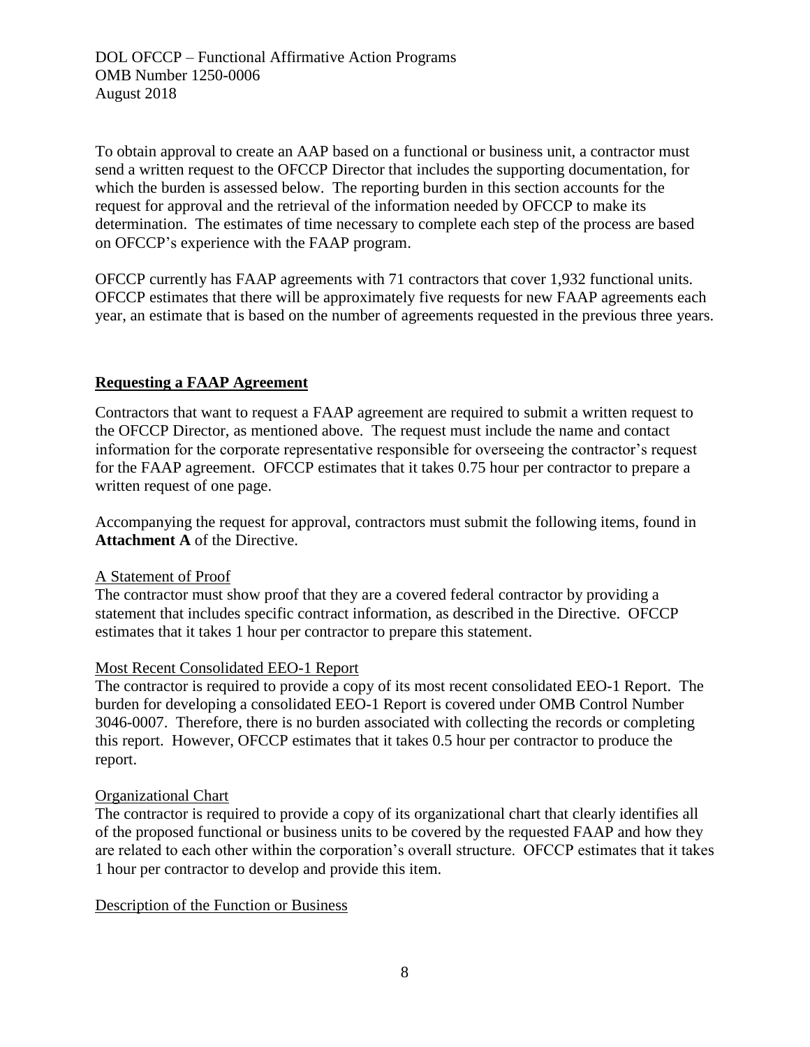To obtain approval to create an AAP based on a functional or business unit, a contractor must send a written request to the OFCCP Director that includes the supporting documentation, for which the burden is assessed below. The reporting burden in this section accounts for the request for approval and the retrieval of the information needed by OFCCP to make its determination. The estimates of time necessary to complete each step of the process are based on OFCCP's experience with the FAAP program.

OFCCP currently has FAAP agreements with 71 contractors that cover 1,932 functional units. OFCCP estimates that there will be approximately five requests for new FAAP agreements each year, an estimate that is based on the number of agreements requested in the previous three years.

## Requesting a FAAP Agreement

Contractors that want to request a FAAP agreement are required to submit a written request to the OFCCP Director, as mentioned above. The request must include the name and contact information for the corporate representative responsible for overseeing the contractor's request for the FAAP agreement. OFCCP estimates that it takes 0.75 hour per contractor to prepare a written request of one page.

Accompanying the request for approval, contractors must submit the following items, found in **Attachment A** of the Directive.

### A Statement of Proof

The contractor must show proof that they are a covered federal contractor by providing a statement that includes specific contract information, as described in the Directive. OFCCP estimates that it takes 1 hour per contractor to prepare this statement.

### Most Recent Consolidated EEO-1 Report

The contractor is required to provide a copy of its most recent consolidated EEO-1 Report. The burden for developing a consolidated EEO-1 Report is covered under OMB Control Number 3046-0007. Therefore, there is no burden associated with collecting the records or completing this report. However, OFCCP estimates that it takes 0.5 hour per contractor to produce the report.

### Organizational Chart

The contractor is required to provide a copy of its organizational chart that clearly identifies all of the proposed functional or business units to be covered by the requested FAAP and how they are related to each other within the corporation's overall structure. OFCCP estimates that it takes 1 hour per contractor to develop and provide this item.

### Description of the Function or Business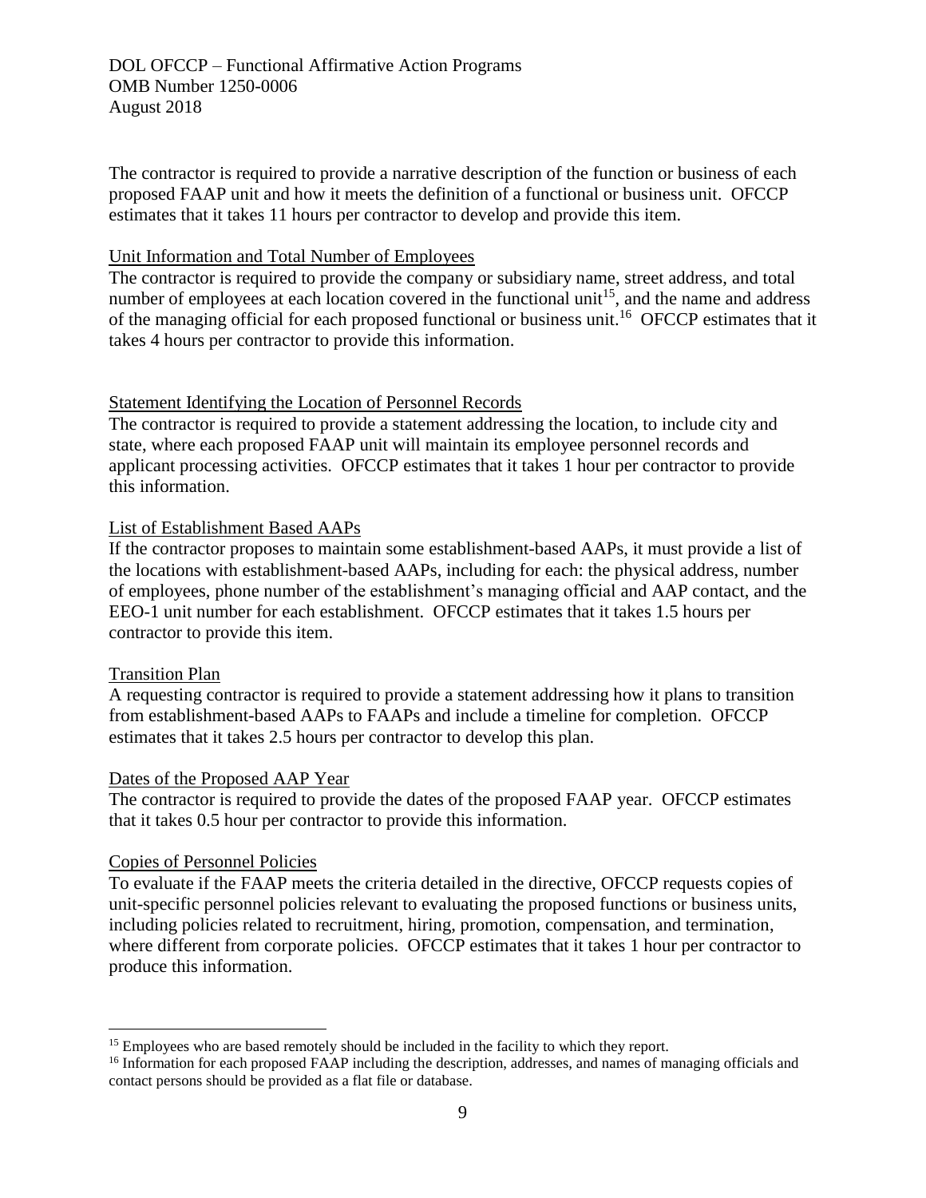The contractor is required to provide a narrative description of the function or business of each proposed FAAP unit and how it meets the definition of a functional or business unit. OFCCP estimates that it takes 11 hours per contractor to develop and provide this item.

Unit Information and Total Number of Employees

The contractor is required to provide the company or subsidiary name, street address, and total number of employees at each location covered in the functional unit[15], and the name and address of the managing official for each proposed functional or business unit.[16] OFCCP estimates that it takes 4 hours per contractor to provide this information.

Statement Identifying the Location of Personnel Records

The contractor is required to provide a statement addressing the location, to include city and state, where each proposed FAAP unit will maintain its employee personnel records and applicant processing activities. OFCCP estimates that it takes 1 hour per contractor to provide this information.

List of Establishment Based AAPs

If the contractor proposes to maintain some establishment-based AAPs, it must provide a list of the locations with establishment-based AAPs, including for each: the physical address, number of employees, phone number of the establishment's managing official and AAP contact, and the EEO-1 unit number for each establishment. OFCCP estimates that it takes 1.5 hours per contractor to provide this item.

Transition Plan

A requesting contractor is required to provide a statement addressing how it plans to transition from establishment-based AAPs to FAAPs and include a timeline for completion. OFCCP estimates that it takes 2.5 hours per contractor to develop this plan.

Dates of the Proposed AAP Year

The contractor is required to provide the dates of the proposed FAAP year. OFCCP estimates that it takes 0.5 hour per contractor to provide this information.

Copies of Personnel Policies

To evaluate if the FAAP meets the criteria detailed in the directive, OFCCP requests copies of unit-specific personnel policies relevant to evaluating the proposed functions or business units, including policies related to recruitment, hiring, promotion, compensation, and termination, where different from corporate policies. OFCCP estimates that it takes 1 hour per contractor to produce this information.

---

[15] Employees who are based remotely should be included in the facility to which they report.

[16] Information for each proposed FAAP including the description, addresses, and names of managing officials and contact persons should be provided as a flat file or database.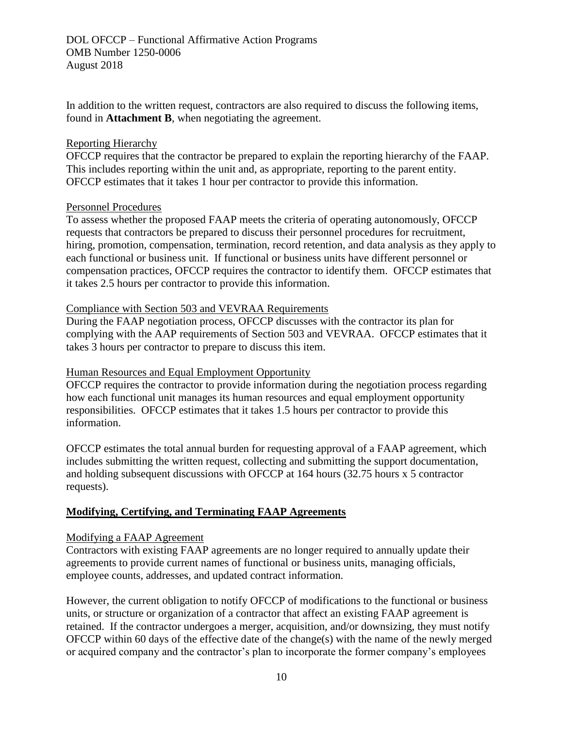In addition to the written request, contractors are also required to discuss the following items, found in **Attachment B**, when negotiating the agreement.

Reporting Hierarchy

OFCCP requires that the contractor be prepared to explain the reporting hierarchy of the FAAP. This includes reporting within the unit and, as appropriate, reporting to the parent entity. OFCCP estimates that it takes 1 hour per contractor to provide this information.

Personnel Procedures

To assess whether the proposed FAAP meets the criteria of operating autonomously, OFCCP requests that contractors be prepared to discuss their personnel procedures for recruitment, hiring, promotion, compensation, termination, record retention, and data analysis as they apply to each functional or business unit. If functional or business units have different personnel or compensation practices, OFCCP requires the contractor to identify them. OFCCP estimates that it takes 2.5 hours per contractor to provide this information.

Compliance with Section 503 and VEVRAA Requirements

During the FAAP negotiation process, OFCCP discusses with the contractor its plan for complying with the AAP requirements of Section 503 and VEVRAA. OFCCP estimates that it takes 3 hours per contractor to prepare to discuss this item.

Human Resources and Equal Employment Opportunity

OFCCP requires the contractor to provide information during the negotiation process regarding how each functional unit manages its human resources and equal employment opportunity responsibilities. OFCCP estimates that it takes 1.5 hours per contractor to provide this information.

OFCCP estimates the total annual burden for requesting approval of a FAAP agreement, which includes submitting the written request, collecting and submitting the support documentation, and holding subsequent discussions with OFCCP at 164 hours (32.75 hours x 5 contractor requests).

## Modifying, Certifying, and Terminating FAAP Agreements

Modifying a FAAP Agreement

Contractors with existing FAAP agreements are no longer required to annually update their agreements to provide current names of functional or business units, managing officials, employee counts, addresses, and updated contract information.

However, the current obligation to notify OFCCP of modifications to the functional or business units, or structure or organization of a contractor that affect an existing FAAP agreement is retained. If the contractor undergoes a merger, acquisition, and/or downsizing, they must notify OFCCP within 60 days of the effective date of the change(s) with the name of the newly merged or acquired company and the contractor's plan to incorporate the former company's employees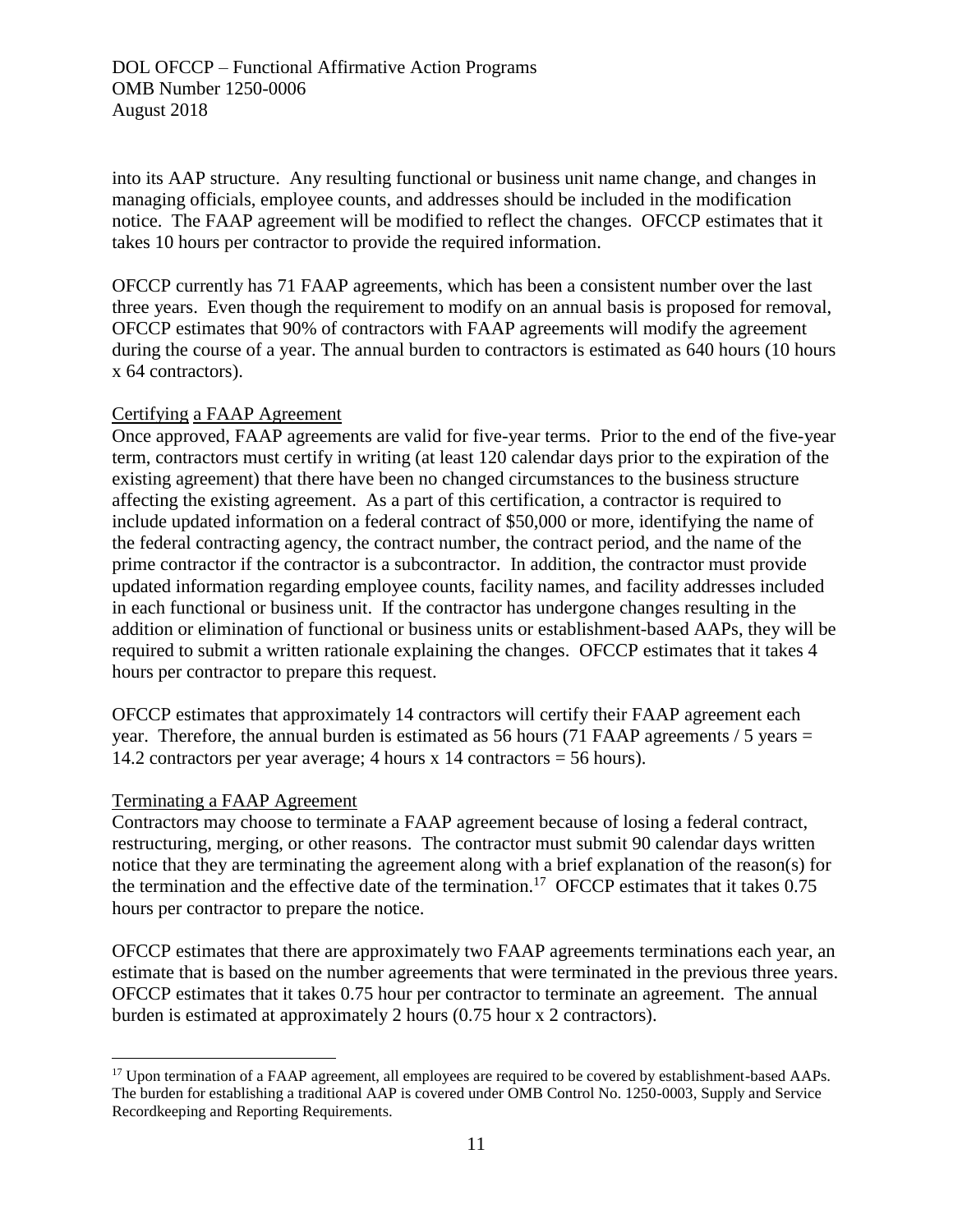into its AAP structure. Any resulting functional or business unit name change, and changes in managing officials, employee counts, and addresses should be included in the modification notice. The FAAP agreement will be modified to reflect the changes. OFCCP estimates that it takes 10 hours per contractor to provide the required information.

OFCCP currently has 71 FAAP agreements, which has been a consistent number over the last three years. Even though the requirement to modify on an annual basis is proposed for removal, OFCCP estimates that 90% of contractors with FAAP agreements will modify the agreement during the course of a year. The annual burden to contractors is estimated as 640 hours (10 hours x 64 contractors).

Certifying a FAAP Agreement

Once approved, FAAP agreements are valid for five-year terms. Prior to the end of the five-year term, contractors must certify in writing (at least 120 calendar days prior to the expiration of the existing agreement) that there have been no changed circumstances to the business structure affecting the existing agreement. As a part of this certification, a contractor is required to include updated information on a federal contract of $50,000 or more, identifying the name of the federal contracting agency, the contract number, the contract period, and the name of the prime contractor if the contractor is a subcontractor. In addition, the contractor must provide updated information regarding employee counts, facility names, and facility addresses included in each functional or business unit. If the contractor has undergone changes resulting in the addition or elimination of functional or business units or establishment-based AAPs, they will be required to submit a written rationale explaining the changes. OFCCP estimates that it takes 4 hours per contractor to prepare this request.

OFCCP estimates that approximately 14 contractors will certify their FAAP agreement each year. Therefore, the annual burden is estimated as 56 hours (71 FAAP agreements / 5 years = 14.2 contractors per year average; 4 hours x 14 contractors = 56 hours).

Terminating a FAAP Agreement

Contractors may choose to terminate a FAAP agreement because of losing a federal contract, restructuring, merging, or other reasons. The contractor must submit 90 calendar days written notice that they are terminating the agreement along with a brief explanation of the reason(s) for the termination and the effective date of the termination.[17] OFCCP estimates that it takes 0.75 hours per contractor to prepare the notice.

OFCCP estimates that there are approximately two FAAP agreements terminations each year, an estimate that is based on the number agreements that were terminated in the previous three years. OFCCP estimates that it takes 0.75 hour per contractor to terminate an agreement. The annual burden is estimated at approximately 2 hours (0.75 hour x 2 contractors).

[17] Upon termination of a FAAP agreement, all employees are required to be covered by establishment-based AAPs. The burden for establishing a traditional AAP is covered under OMB Control No. 1250-0003, Supply and Service Recordkeeping and Reporting Requirements.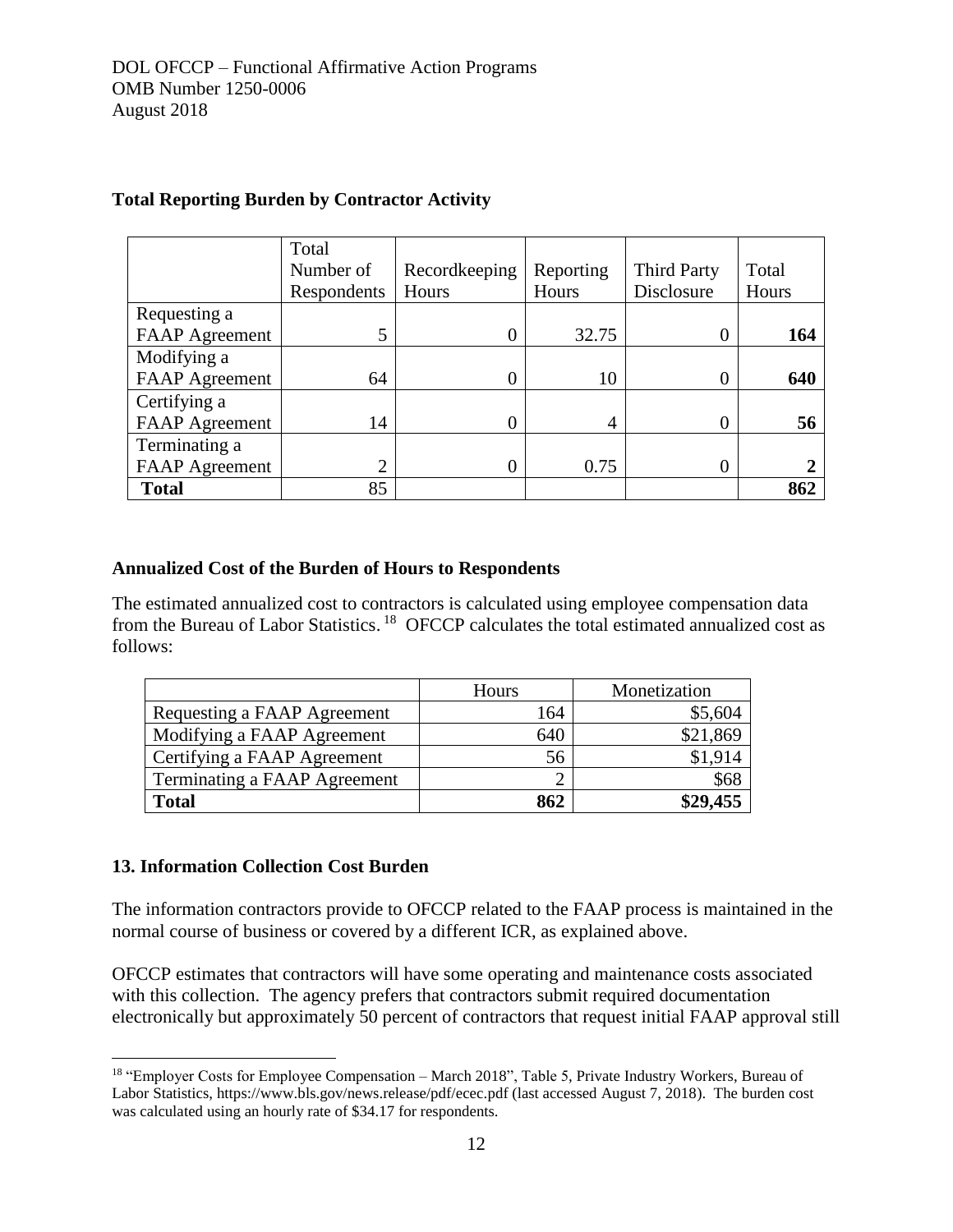**Total Reporting Burden by Contractor Activity**

| | Total Number of Respondents | Recordkeeping Hours | Reporting Hours | Third Party Disclosure | Total Hours |
|---|---|---|---|---|---|
| Requesting a FAAP Agreement | 5 | 0 | 32.75 | 0 | **164** |
| Modifying a FAAP Agreement | 64 | 0 | 10 | 0 | **640** |
| Certifying a FAAP Agreement | 14 | 0 | 4 | 0 | **56** |
| Terminating a FAAP Agreement | 2 | 0 | 0.75 | 0 | **2** |
| **Total** | 85 | | | | **862** |

**Annualized Cost of the Burden of Hours to Respondents**

The estimated annualized cost to contractors is calculated using employee compensation data from the Bureau of Labor Statistics.[18] OFCCP calculates the total estimated annualized cost as follows:

| | Hours | Monetization |
|---|---|---|
| Requesting a FAAP Agreement | 164 | $5,604 |
| Modifying a FAAP Agreement | 640 | $21,869 |
| Certifying a FAAP Agreement | 56 | $1,914 |
| Terminating a FAAP Agreement | 2 | $68 |
| **Total** | **862** | **$29,455** |

**13. Information Collection Cost Burden**

The information contractors provide to OFCCP related to the FAAP process is maintained in the normal course of business or covered by a different ICR, as explained above.

OFCCP estimates that contractors will have some operating and maintenance costs associated with this collection. The agency prefers that contractors submit required documentation electronically but approximately 50 percent of contractors that request initial FAAP approval still

[18] "Employer Costs for Employee Compensation – March 2018", Table 5, Private Industry Workers, Bureau of Labor Statistics, https://www.bls.gov/news.release/pdf/ecec.pdf (last accessed August 7, 2018). The burden cost was calculated using an hourly rate of $34.17 for respondents.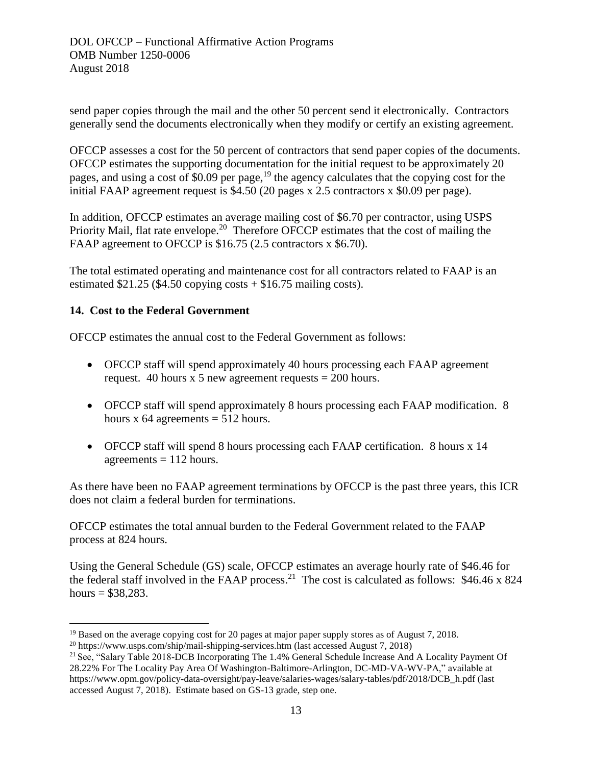send paper copies through the mail and the other 50 percent send it electronically. Contractors generally send the documents electronically when they modify or certify an existing agreement.

OFCCP assesses a cost for the 50 percent of contractors that send paper copies of the documents. OFCCP estimates the supporting documentation for the initial request to be approximately 20 pages, and using a cost of $0.09 per page,[19] the agency calculates that the copying cost for the initial FAAP agreement request is $4.50 (20 pages x 2.5 contractors x $0.09 per page).

In addition, OFCCP estimates an average mailing cost of $6.70 per contractor, using USPS Priority Mail, flat rate envelope.[20] Therefore OFCCP estimates that the cost of mailing the FAAP agreement to OFCCP is $16.75 (2.5 contractors x $6.70).

The total estimated operating and maintenance cost for all contractors related to FAAP is an estimated $21.25 ($4.50 copying costs + $16.75 mailing costs).

**14. Cost to the Federal Government**

OFCCP estimates the annual cost to the Federal Government as follows:

- OFCCP staff will spend approximately 40 hours processing each FAAP agreement request. 40 hours x 5 new agreement requests = 200 hours.
- OFCCP staff will spend approximately 8 hours processing each FAAP modification. 8 hours x 64 agreements = 512 hours.
- OFCCP staff will spend 8 hours processing each FAAP certification. 8 hours x 14 agreements = 112 hours.

As there have been no FAAP agreement terminations by OFCCP is the past three years, this ICR does not claim a federal burden for terminations.

OFCCP estimates the total annual burden to the Federal Government related to the FAAP process at 824 hours.

Using the General Schedule (GS) scale, OFCCP estimates an average hourly rate of $46.46 for the federal staff involved in the FAAP process.[21] The cost is calculated as follows: $46.46 x 824 hours = $38,283.

---

[19] Based on the average copying cost for 20 pages at major paper supply stores as of August 7, 2018.

[20] https://www.usps.com/ship/mail-shipping-services.htm (last accessed August 7, 2018)

[21] See, "Salary Table 2018-DCB Incorporating The 1.4% General Schedule Increase And A Locality Payment Of 28.22% For The Locality Pay Area Of Washington-Baltimore-Arlington, DC-MD-VA-WV-PA," available at https://www.opm.gov/policy-data-oversight/pay-leave/salaries-wages/salary-tables/pdf/2018/DCB_h.pdf (last accessed August 7, 2018). Estimate based on GS-13 grade, step one.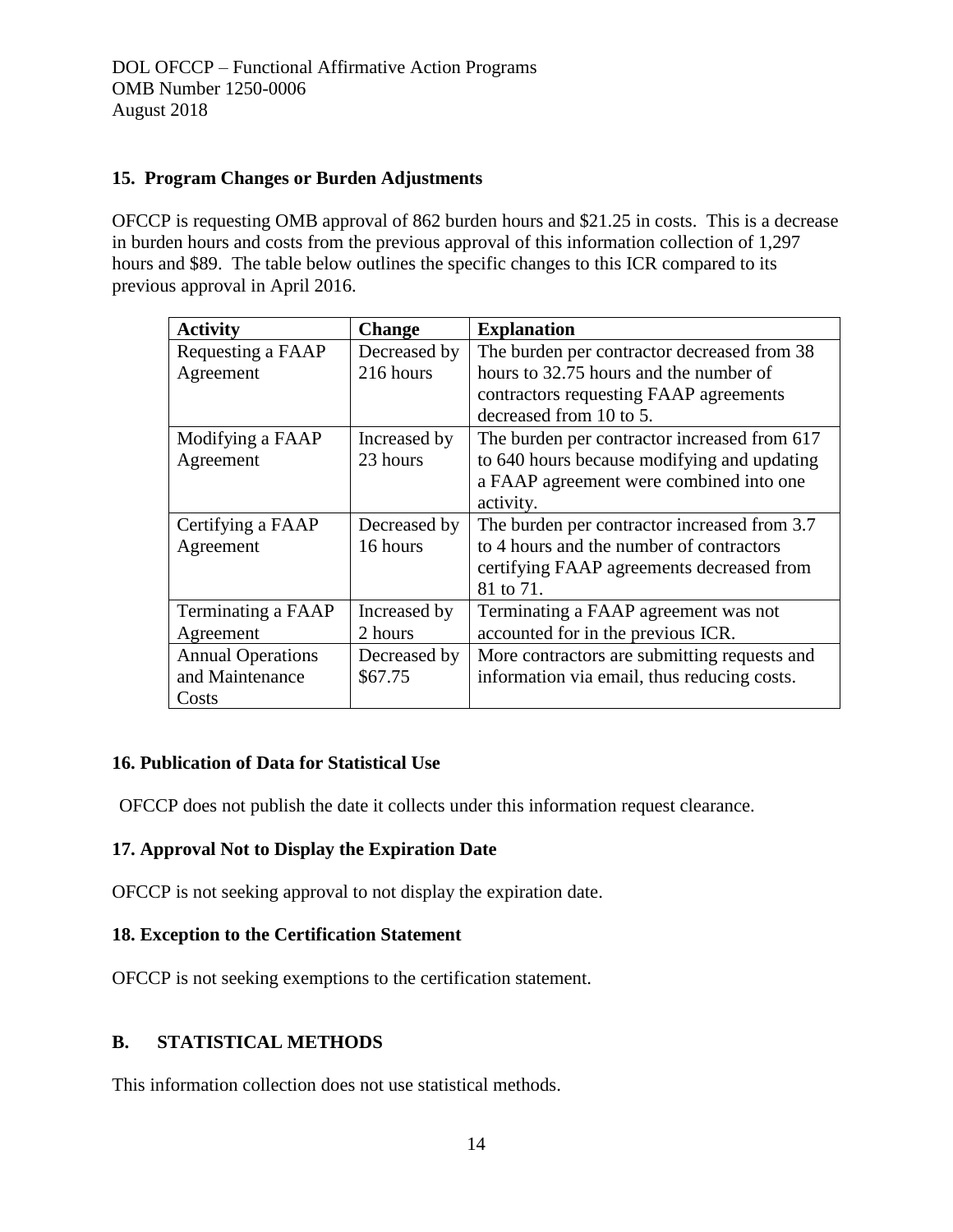## 15. Program Changes or Burden Adjustments

OFCCP is requesting OMB approval of 862 burden hours and $21.25 in costs. This is a decrease in burden hours and costs from the previous approval of this information collection of 1,297 hours and $89. The table below outlines the specific changes to this ICR compared to its previous approval in April 2016.

| Activity | Change | Explanation |
|---|---|---|
| Requesting a FAAP Agreement | Decreased by 216 hours | The burden per contractor decreased from 38 hours to 32.75 hours and the number of contractors requesting FAAP agreements decreased from 10 to 5. |
| Modifying a FAAP Agreement | Increased by 23 hours | The burden per contractor increased from 617 to 640 hours because modifying and updating a FAAP agreement were combined into one activity. |
| Certifying a FAAP Agreement | Decreased by 16 hours | The burden per contractor increased from 3.7 to 4 hours and the number of contractors certifying FAAP agreements decreased from 81 to 71. |
| Terminating a FAAP Agreement | Increased by 2 hours | Terminating a FAAP agreement was not accounted for in the previous ICR. |
| Annual Operations and Maintenance Costs | Decreased by $67.75 | More contractors are submitting requests and information via email, thus reducing costs. |

## 16. Publication of Data for Statistical Use

OFCCP does not publish the date it collects under this information request clearance.

## 17. Approval Not to Display the Expiration Date

OFCCP is not seeking approval to not display the expiration date.

## 18. Exception to the Certification Statement

OFCCP is not seeking exemptions to the certification statement.

# B. STATISTICAL METHODS

This information collection does not use statistical methods.